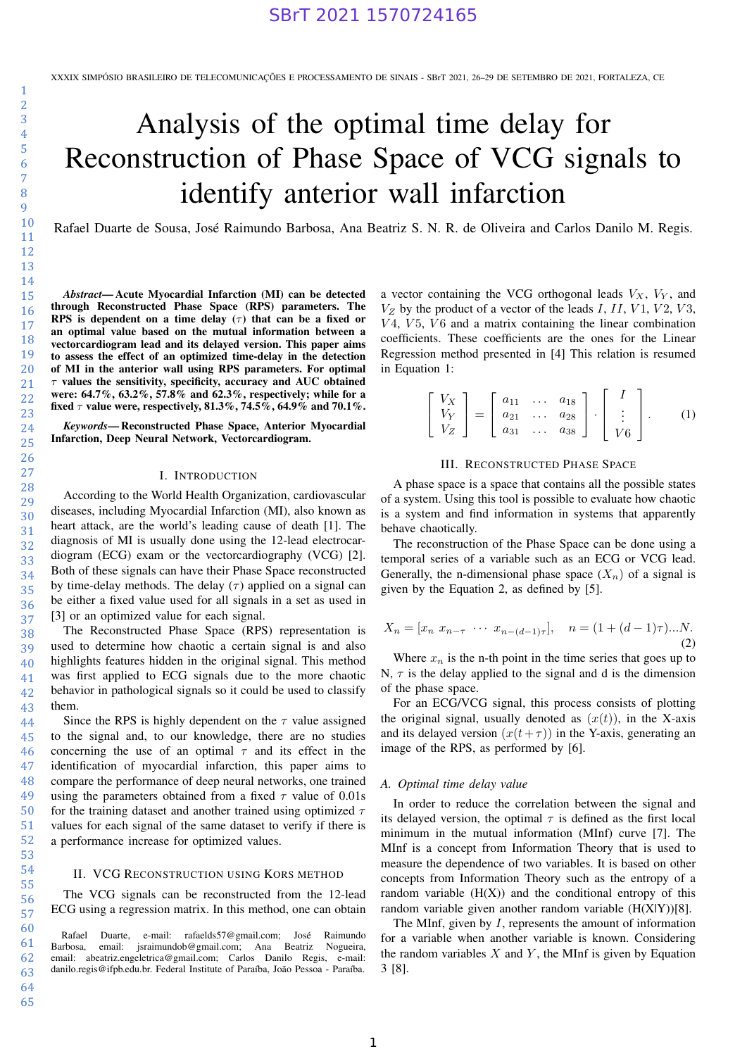# Analysis of the optimal time delay for Reconstruction of Phase Space of VCG signals to identify anterior wall infarction

Rafael Duarte de Sousa, José Raimundo Barbosa, Ana Beatriz S. N. R. de Oliveira and Carlos Danilo M. Regis.

***Abstract*— Acute Myocardial Infarction (MI) can be detected through Reconstructed Phase Space (RPS) parameters. The RPS is dependent on a time delay ($\tau$) that can be a fixed or an optimal value based on the mutual information between a vectorcardiogram lead and its delayed version. This paper aims to assess the effect of an optimized time-delay in the detection of MI in the anterior wall using RPS parameters. For optimal $\tau$ values the sensitivity, specificity, accuracy and AUC obtained were: 64.7%, 63.2%, 57.8% and 62.3%, respectively; while for a fixed $\tau$ value were, respectively, 81.3%, 74.5%, 64.9% and 70.1%.**

***Keywords*— Reconstructed Phase Space, Anterior Myocardial Infarction, Deep Neural Network, Vectorcardiogram.**

## I. Introduction

According to the World Health Organization, cardiovascular diseases, including Myocardial Infarction (MI), also known as heart attack, are the world's leading cause of death [1]. The diagnosis of MI is usually done using the 12-lead electrocardiogram (ECG) exam or the vectorcardiography (VCG) [2]. Both of these signals can have their Phase Space reconstructed by time-delay methods. The delay ($\tau$) applied on a signal can be either a fixed value used for all signals in a set as used in [3] or an optimized value for each signal.

The Reconstructed Phase Space (RPS) representation is used to determine how chaotic a certain signal is and also highlights features hidden in the original signal. This method was first applied to ECG signals due to the more chaotic behavior in pathological signals so it could be used to classify them.

Since the RPS is highly dependent on the $\tau$ value assigned to the signal and, to our knowledge, there are no studies concerning the use of an optimal $\tau$ and its effect in the identification of myocardial infarction, this paper aims to compare the performance of deep neural networks, one trained using the parameters obtained from a fixed $\tau$ value of 0.01s for the training dataset and another trained using optimized $\tau$ values for each signal of the same dataset to verify if there is a performance increase for optimized values.

## II. VCG Reconstruction using Kors method

The VCG signals can be reconstructed from the 12-lead ECG using a regression matrix. In this method, one can obtain a vector containing the VCG orthogonal leads $V_X$, $V_Y$, and $V_Z$ by the product of a vector of the leads $I$, $II$, $V1$, $V2$, $V3$, $V4$, $V5$, $V6$ and a matrix containing the linear combination coefficients. These coefficients are the ones for the Linear Regression method presented in [4] This relation is resumed in Equation 1:

$$\begin{bmatrix} V_X \\ V_Y \\ V_Z \end{bmatrix} = \begin{bmatrix} a_{11} & \dots & a_{18} \\ a_{21} & \dots & a_{28} \\ a_{31} & \dots & a_{38} \end{bmatrix} \cdot \begin{bmatrix} I \\ \vdots \\ V6 \end{bmatrix}. \tag{1}$$

## III. Reconstructed Phase Space

A phase space is a space that contains all the possible states of a system. Using this tool is possible to evaluate how chaotic is a system and find information in systems that apparently behave chaotically.

The reconstruction of the Phase Space can be done using a temporal series of a variable such as an ECG or VCG lead. Generally, the n-dimensional phase space ($X_n$) of a signal is given by the Equation 2, as defined by [5].

$$X_n = [x_n \; x_{n-\tau} \; \cdots \; x_{n-(d-1)\tau}], \quad n = (1+(d-1)\tau)...N. \tag{2}$$

Where $x_n$ is the n-th point in the time series that goes up to N, $\tau$ is the delay applied to the signal and d is the dimension of the phase space.

For an ECG/VCG signal, this process consists of plotting the original signal, usually denoted as ($x(t)$), in the X-axis and its delayed version ($x(t+\tau)$) in the Y-axis, generating an image of the RPS, as performed by [6].

### A. Optimal time delay value

In order to reduce the correlation between the signal and its delayed version, the optimal $\tau$ is defined as the first local minimum in the mutual information (MInf) curve [7]. The MInf is a concept from Information Theory that is used to measure the dependence of two variables. It is based on other concepts from Information Theory such as the entropy of a random variable (H(X)) and the conditional entropy of this random variable given another random variable (H(X|Y))[8].

The MInf, given by $I$, represents the amount of information for a variable when another variable is known. Considering the random variables $X$ and $Y$, the MInf is given by Equation 3 [8].

Rafael Duarte, e-mail: rafaelds57@gmail.com; José Raimundo Barbosa, email: jsraimundob@gmail.com; Ana Beatriz Nogueira, email: abeatriz.engeletrica@gmail.com; Carlos Danilo Regis, e-mail: danilo.regis@ifpb.edu.br. Federal Institute of Paraíba, João Pessoa - Paraíba.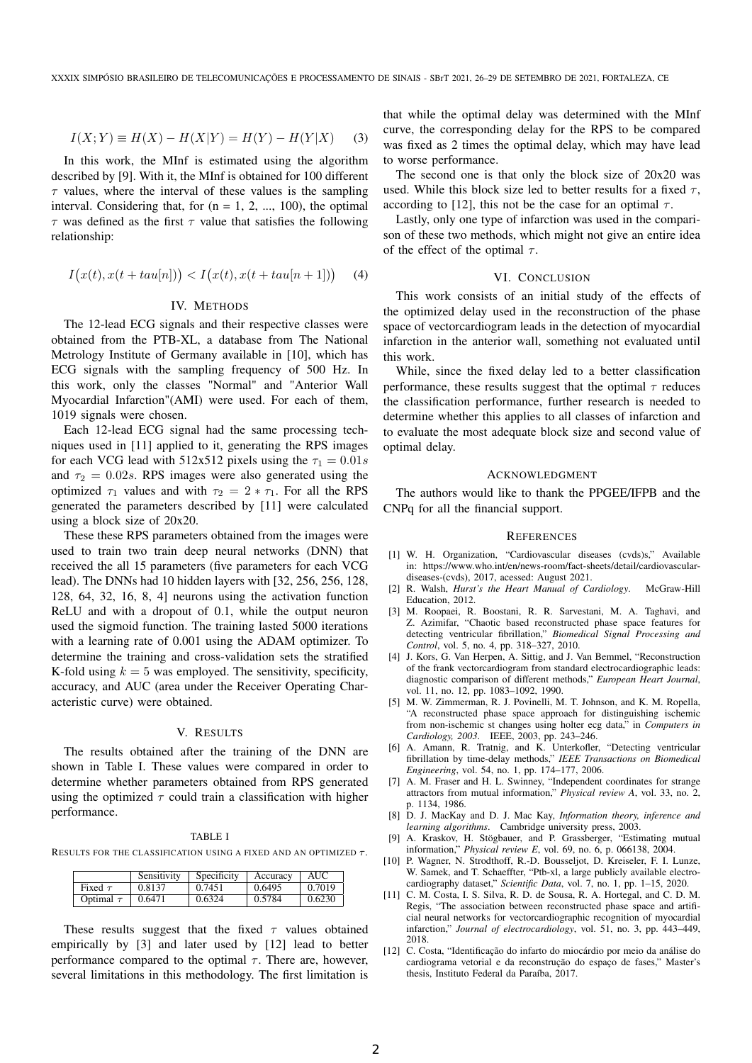$$I(X;Y) \equiv H(X) - H(X|Y) = H(Y) - H(Y|X) \quad (3)$$

In this work, the MInf is estimated using the algorithm described by [9]. With it, the MInf is obtained for 100 different $\tau$ values, where the interval of these values is the sampling interval. Considering that, for (n = 1, 2, ..., 100), the optimal $\tau$ was defined as the first $\tau$ value that satisfies the following relationship:

$$I\big(x(t), x(t + tau[n])\big) < I\big(x(t), x(t + tau[n+1])\big) \quad (4)$$

## IV. Methods

The 12-lead ECG signals and their respective classes were obtained from the PTB-XL, a database from The National Metrology Institute of Germany available in [10], which has ECG signals with the sampling frequency of 500 Hz. In this work, only the classes "Normal" and "Anterior Wall Myocardial Infarction"(AMI) were used. For each of them, 1019 signals were chosen.

Each 12-lead ECG signal had the same processing techniques used in [11] applied to it, generating the RPS images for each VCG lead with 512x512 pixels using the $\tau_1 = 0.01s$ and $\tau_2 = 0.02s$. RPS images were also generated using the optimized $\tau_1$ values and with $\tau_2 = 2 * \tau_1$. For all the RPS generated the parameters described by [11] were calculated using a block size of 20x20.

These these RPS parameters obtained from the images were used to train two train deep neural networks (DNN) that received the all 15 parameters (five parameters for each VCG lead). The DNNs had 10 hidden layers with [32, 256, 256, 128, 128, 64, 32, 16, 8, 4] neurons using the activation function ReLU and with a dropout of 0.1, while the output neuron used the sigmoid function. The training lasted 5000 iterations with a learning rate of 0.001 using the ADAM optimizer. To determine the training and cross-validation sets the stratified K-fold using $k = 5$ was employed. The sensitivity, specificity, accuracy, and AUC (area under the Receiver Operating Characteristic curve) were obtained.

## V. Results

The results obtained after the training of the DNN are shown in Table I. These values were compared in order to determine whether parameters obtained from RPS generated using the optimized $\tau$ could train a classification with higher performance.

TABLE I

Results for the classification using a fixed and an optimized $\tau$.

| | Sensitivity | Specificity | Accuracy | AUC |
|---|---|---|---|---|
| Fixed $\tau$ | 0.8137 | 0.7451 | 0.6495 | 0.7019 |
| Optimal $\tau$ | 0.6471 | 0.6324 | 0.5784 | 0.6230 |

These results suggest that the fixed $\tau$ values obtained empirically by [3] and later used by [12] lead to better performance compared to the optimal $\tau$. There are, however, several limitations in this methodology. The first limitation is that while the optimal delay was determined with the MInf curve, the corresponding delay for the RPS to be compared was fixed as 2 times the optimal delay, which may have lead to worse performance.

The second one is that only the block size of 20x20 was used. While this block size led to better results for a fixed $\tau$, according to [12], this not be the case for an optimal $\tau$.

Lastly, only one type of infarction was used in the comparison of these two methods, which might not give an entire idea of the effect of the optimal $\tau$.

## VI. Conclusion

This work consists of an initial study of the effects of the optimized delay used in the reconstruction of the phase space of vectorcardiogram leads in the detection of myocardial infarction in the anterior wall, something not evaluated until this work.

While, since the fixed delay led to a better classification performance, these results suggest that the optimal $\tau$ reduces the classification performance, further research is needed to determine whether this applies to all classes of infarction and to evaluate the most adequate block size and second value of optimal delay.

## Acknowledgment

The authors would like to thank the PPGEE/IFPB and the CNPq for all the financial support.

## References

[1] W. H. Organization, "Cardiovascular diseases (cvds)s," Available in: https://www.who.int/en/news-room/fact-sheets/detail/cardiovascular-diseases-(cvds), 2017, acessed: August 2021.

[2] R. Walsh, *Hurst's the Heart Manual of Cardiology*. McGraw-Hill Education, 2012.

[3] M. Roopaei, R. Boostani, R. R. Sarvestani, M. A. Taghavi, and Z. Azimifar, "Chaotic based reconstructed phase space features for detecting ventricular fibrillation," *Biomedical Signal Processing and Control*, vol. 5, no. 4, pp. 318–327, 2010.

[4] J. Kors, G. Van Herpen, A. Sittig, and J. Van Bemmel, "Reconstruction of the frank vectorcardiogram from standard electrocardiographic leads: diagnostic comparison of different methods," *European Heart Journal*, vol. 11, no. 12, pp. 1083–1092, 1990.

[5] M. W. Zimmerman, R. J. Povinelli, M. T. Johnson, and K. M. Ropella, "A reconstructed phase space approach for distinguishing ischemic from non-ischemic st changes using holter ecg data," in *Computers in Cardiology, 2003*. IEEE, 2003, pp. 243–246.

[6] A. Amann, R. Tratnig, and K. Unterkofler, "Detecting ventricular fibrillation by time-delay methods," *IEEE Transactions on Biomedical Engineering*, vol. 54, no. 1, pp. 174–177, 2006.

[7] A. M. Fraser and H. L. Swinney, "Independent coordinates for strange attractors from mutual information," *Physical review A*, vol. 33, no. 2, p. 1134, 1986.

[8] D. J. MacKay and D. J. Mac Kay, *Information theory, inference and learning algorithms*. Cambridge university press, 2003.

[9] A. Kraskov, H. Stögbauer, and P. Grassberger, "Estimating mutual information," *Physical review E*, vol. 69, no. 6, p. 066138, 2004.

[10] P. Wagner, N. Strodthoff, R.-D. Bousseljot, D. Kreiseler, F. I. Lunze, W. Samek, and T. Schaeffter, "Ptb-xl, a large publicly available electrocardiography dataset," *Scientific Data*, vol. 7, no. 1, pp. 1–15, 2020.

[11] C. M. Costa, I. S. Silva, R. D. de Sousa, R. A. Hortegal, and C. D. M. Regis, "The association between reconstructed phase space and artificial neural networks for vectorcardiographic recognition of myocardial infarction," *Journal of electrocardiology*, vol. 51, no. 3, pp. 443–449, 2018.

[12] C. Costa, "Identificação do infarto do miocárdio por meio da análise do cardiograma vetorial e da reconstrução do espaço de fases," Master's thesis, Instituto Federal da Paraíba, 2017.